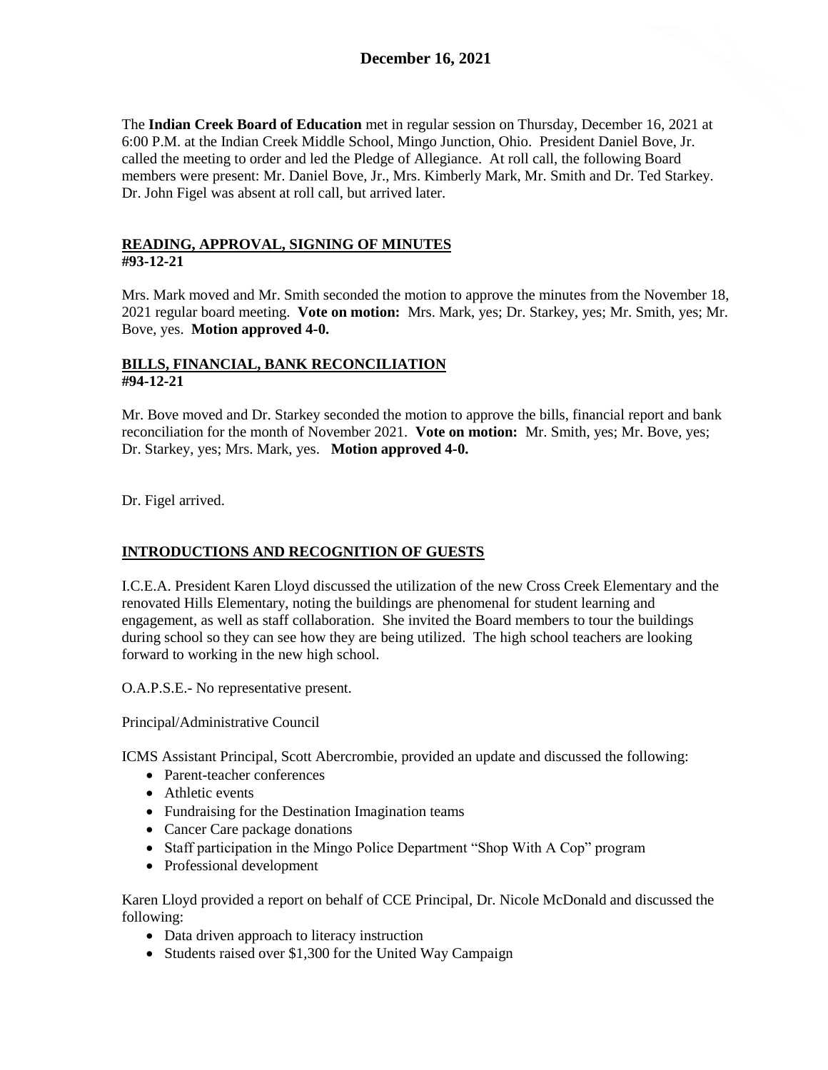# December 16, 2021

The **Indian Creek Board of Education** met in regular session on Thursday, December 16, 2021 at 6:00 P.M. at the Indian Creek Middle School, Mingo Junction, Ohio. President Daniel Bove, Jr. called the meeting to order and led the Pledge of Allegiance. At roll call, the following Board members were present: Mr. Daniel Bove, Jr., Mrs. Kimberly Mark, Mr. Smith and Dr. Ted Starkey. Dr. John Figel was absent at roll call, but arrived later.

## READING, APPROVAL, SIGNING OF MINUTES
**#93-12-21**

Mrs. Mark moved and Mr. Smith seconded the motion to approve the minutes from the November 18, 2021 regular board meeting. **Vote on motion:** Mrs. Mark, yes; Dr. Starkey, yes; Mr. Smith, yes; Mr. Bove, yes. **Motion approved 4-0.**

## BILLS, FINANCIAL, BANK RECONCILIATION
**#94-12-21**

Mr. Bove moved and Dr. Starkey seconded the motion to approve the bills, financial report and bank reconciliation for the month of November 2021. **Vote on motion:** Mr. Smith, yes; Mr. Bove, yes; Dr. Starkey, yes; Mrs. Mark, yes. **Motion approved 4-0.**

Dr. Figel arrived.

## INTRODUCTIONS AND RECOGNITION OF GUESTS

I.C.E.A. President Karen Lloyd discussed the utilization of the new Cross Creek Elementary and the renovated Hills Elementary, noting the buildings are phenomenal for student learning and engagement, as well as staff collaboration. She invited the Board members to tour the buildings during school so they can see how they are being utilized. The high school teachers are looking forward to working in the new high school.

O.A.P.S.E.- No representative present.

Principal/Administrative Council

ICMS Assistant Principal, Scott Abercrombie, provided an update and discussed the following:

- Parent-teacher conferences
- Athletic events
- Fundraising for the Destination Imagination teams
- Cancer Care package donations
- Staff participation in the Mingo Police Department "Shop With A Cop" program
- Professional development

Karen Lloyd provided a report on behalf of CCE Principal, Dr. Nicole McDonald and discussed the following:

- Data driven approach to literacy instruction
- Students raised over $1,300 for the United Way Campaign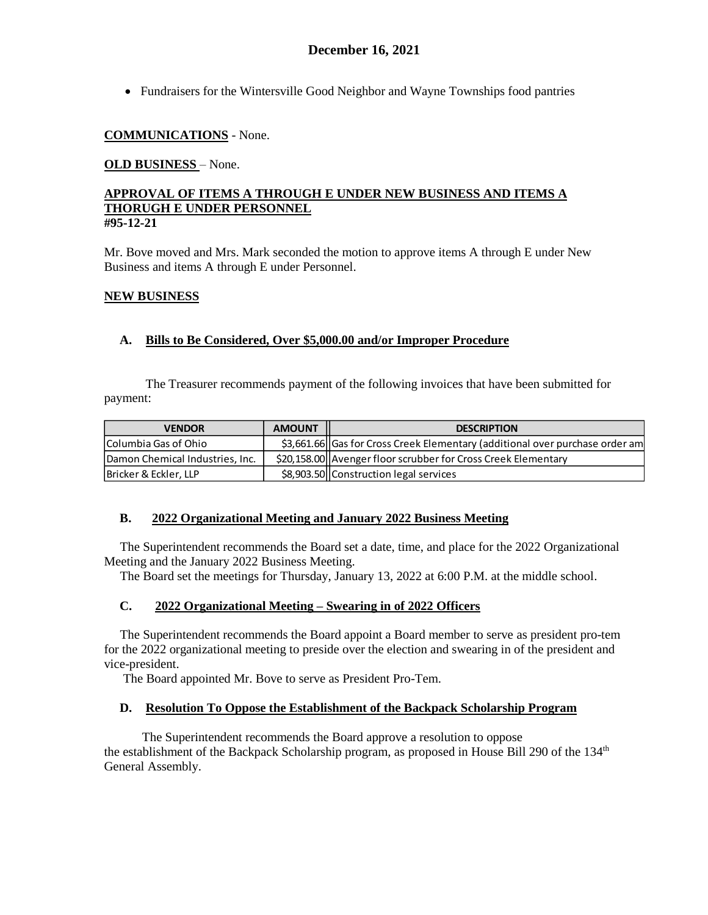- Fundraisers for the Wintersville Good Neighbor and Wayne Townships food pantries

**COMMUNICATIONS** - None.

**OLD BUSINESS** – None.

**APPROVAL OF ITEMS A THROUGH E UNDER NEW BUSINESS AND ITEMS A THORUGH E UNDER PERSONNEL**
**#95-12-21**

Mr. Bove moved and Mrs. Mark seconded the motion to approve items A through E under New Business and items A through E under Personnel.

**NEW BUSINESS**

**A. Bills to Be Considered, Over $5,000.00 and/or Improper Procedure**

The Treasurer recommends payment of the following invoices that have been submitted for payment:

| VENDOR | AMOUNT | DESCRIPTION |
|---|---|---|
| Columbia Gas of Ohio | $3,661.66 | Gas for Cross Creek Elementary (additional over purchase order am |
| Damon Chemical Industries, Inc. | $20,158.00 | Avenger floor scrubber for Cross Creek Elementary |
| Bricker & Eckler, LLP | $8,903.50 | Construction legal services |

**B. 2022 Organizational Meeting and January 2022 Business Meeting**

The Superintendent recommends the Board set a date, time, and place for the 2022 Organizational Meeting and the January 2022 Business Meeting.

The Board set the meetings for Thursday, January 13, 2022 at 6:00 P.M. at the middle school.

**C. 2022 Organizational Meeting – Swearing in of 2022 Officers**

The Superintendent recommends the Board appoint a Board member to serve as president pro-tem for the 2022 organizational meeting to preside over the election and swearing in of the president and vice-president.

The Board appointed Mr. Bove to serve as President Pro-Tem.

**D. Resolution To Oppose the Establishment of the Backpack Scholarship Program**

The Superintendent recommends the Board approve a resolution to oppose the establishment of the Backpack Scholarship program, as proposed in House Bill 290 of the 134th General Assembly.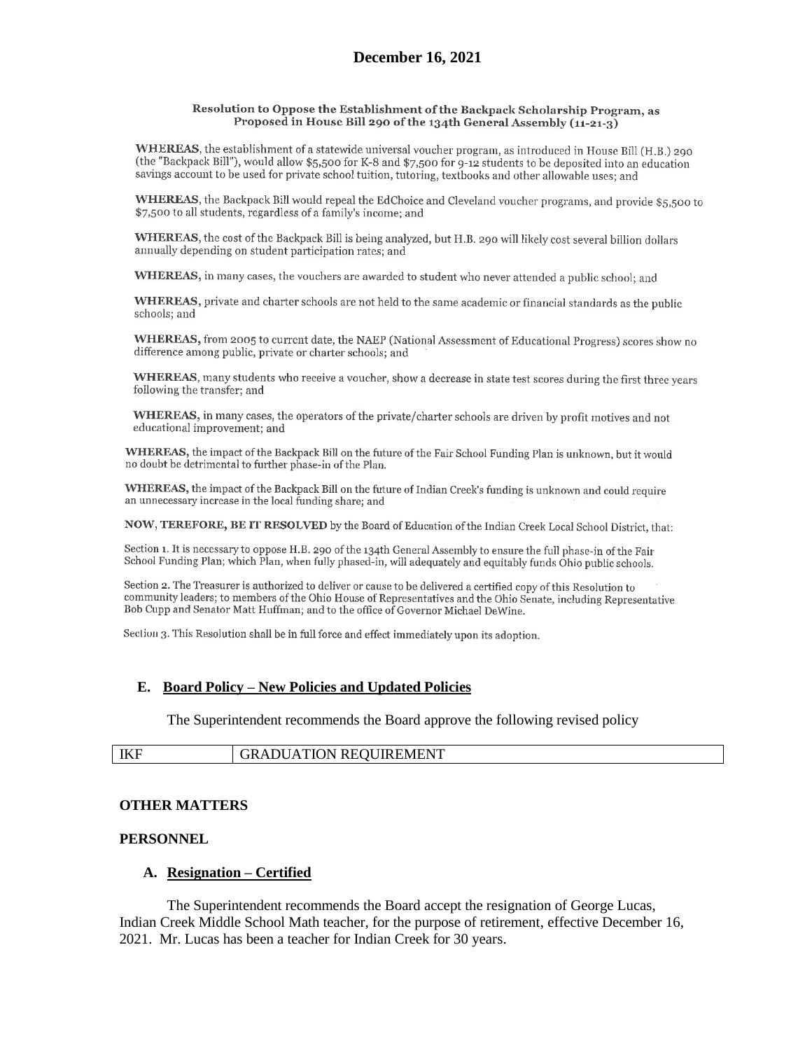# December 16, 2021

### Resolution to Oppose the Establishment of the Backpack Scholarship Program, as Proposed in House Bill 290 of the 134th General Assembly (11-21-3)

**WHEREAS**, the establishment of a statewide universal voucher program, as introduced in House Bill (H.B.) 290 (the "Backpack Bill"), would allow $5,500 for K-8 and $7,500 for 9-12 students to be deposited into an education savings account to be used for private school tuition, tutoring, textbooks and other allowable uses; and

**WHEREAS**, the Backpack Bill would repeal the EdChoice and Cleveland voucher programs, and provide $5,500 to $7,500 to all students, regardless of a family's income; and

**WHEREAS**, the cost of the Backpack Bill is being analyzed, but H.B. 290 will likely cost several billion dollars annually depending on student participation rates; and

**WHEREAS**, in many cases, the vouchers are awarded to student who never attended a public school; and

**WHEREAS**, private and charter schools are not held to the same academic or financial standards as the public schools; and

**WHEREAS**, from 2005 to current date, the NAEP (National Assessment of Educational Progress) scores show no difference among public, private or charter schools; and

**WHEREAS**, many students who receive a voucher, show a decrease in state test scores during the first three years following the transfer; and

**WHEREAS**, in many cases, the operators of the private/charter schools are driven by profit motives and not educational improvement; and

**WHEREAS**, the impact of the Backpack Bill on the future of the Fair School Funding Plan is unknown, but it would no doubt be detrimental to further phase-in of the Plan.

**WHEREAS**, the impact of the Backpack Bill on the future of Indian Creek's funding is unknown and could require an unnecessary increase in the local funding share; and

**NOW, TEREFORE, BE IT RESOLVED** by the Board of Education of the Indian Creek Local School District, that:

Section 1. It is necessary to oppose H.B. 290 of the 134th General Assembly to ensure the full phase-in of the Fair School Funding Plan; which Plan, when fully phased-in, will adequately and equitably funds Ohio public schools.

Section 2. The Treasurer is authorized to deliver or cause to be delivered a certified copy of this Resolution to community leaders; to members of the Ohio House of Representatives and the Ohio Senate, including Representative Bob Cupp and Senator Matt Huffman; and to the office of Governor Michael DeWine.

Section 3. This Resolution shall be in full force and effect immediately upon its adoption.

**E. Board Policy – New Policies and Updated Policies**

The Superintendent recommends the Board approve the following revised policy

| IKF | GRADUATION REQUIREMENT |
|---|---|

**OTHER MATTERS**

**PERSONNEL**

**A. Resignation – Certified**

The Superintendent recommends the Board accept the resignation of George Lucas, Indian Creek Middle School Math teacher, for the purpose of retirement, effective December 16, 2021. Mr. Lucas has been a teacher for Indian Creek for 30 years.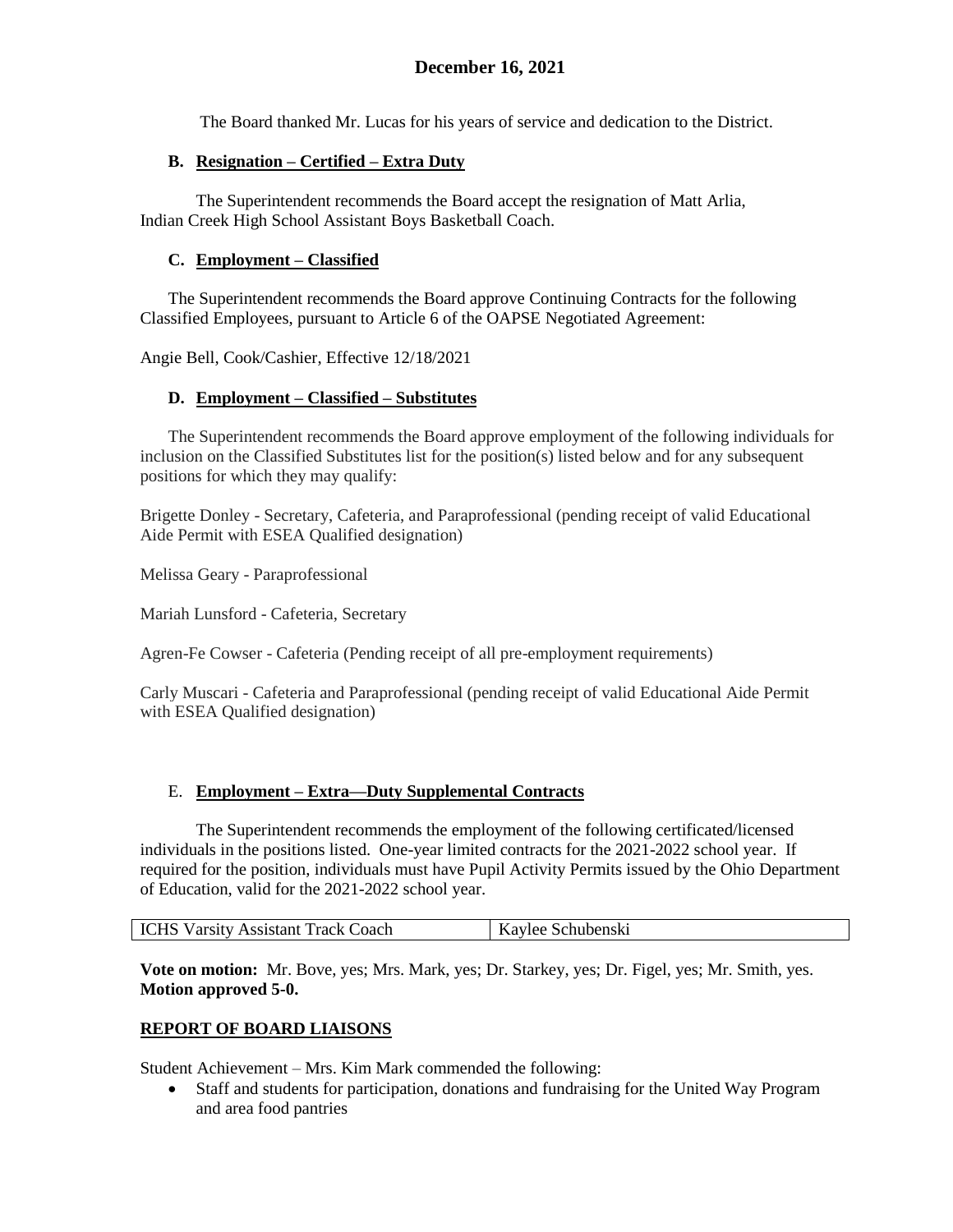## December 16, 2021

The Board thanked Mr. Lucas for his years of service and dedication to the District.

### B. Resignation – Certified – Extra Duty

The Superintendent recommends the Board accept the resignation of Matt Arlia, Indian Creek High School Assistant Boys Basketball Coach.

### C. Employment – Classified

The Superintendent recommends the Board approve Continuing Contracts for the following Classified Employees, pursuant to Article 6 of the OAPSE Negotiated Agreement:

Angie Bell, Cook/Cashier, Effective 12/18/2021

### D. Employment – Classified – Substitutes

The Superintendent recommends the Board approve employment of the following individuals for inclusion on the Classified Substitutes list for the position(s) listed below and for any subsequent positions for which they may qualify:

Brigette Donley - Secretary, Cafeteria, and Paraprofessional (pending receipt of valid Educational Aide Permit with ESEA Qualified designation)

Melissa Geary - Paraprofessional

Mariah Lunsford - Cafeteria, Secretary

Agren-Fe Cowser - Cafeteria (Pending receipt of all pre-employment requirements)

Carly Muscari - Cafeteria and Paraprofessional (pending receipt of valid Educational Aide Permit with ESEA Qualified designation)

### E. Employment – Extra—Duty Supplemental Contracts

The Superintendent recommends the employment of the following certificated/licensed individuals in the positions listed. One-year limited contracts for the 2021-2022 school year. If required for the position, individuals must have Pupil Activity Permits issued by the Ohio Department of Education, valid for the 2021-2022 school year.

| ICHS Varsity Assistant Track Coach | Kaylee Schubenski |
|---|---|

**Vote on motion:** Mr. Bove, yes; Mrs. Mark, yes; Dr. Starkey, yes; Dr. Figel, yes; Mr. Smith, yes. **Motion approved 5-0.**

## REPORT OF BOARD LIAISONS

Student Achievement – Mrs. Kim Mark commended the following:

- Staff and students for participation, donations and fundraising for the United Way Program and area food pantries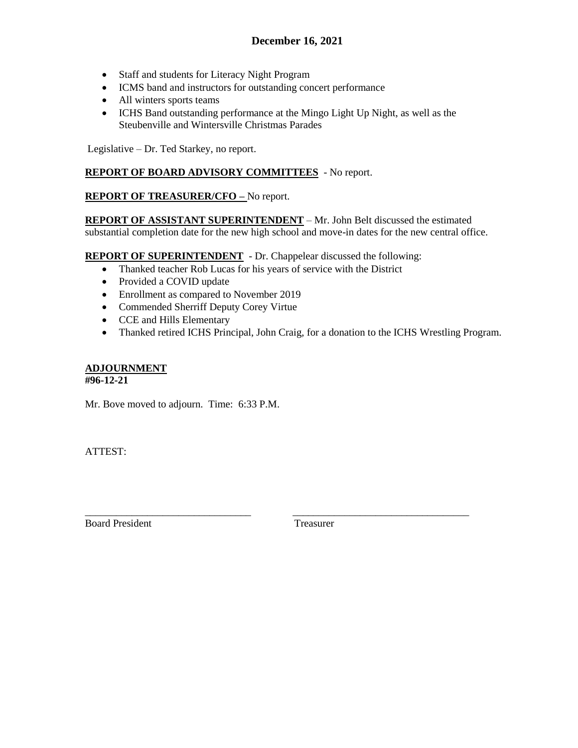# December 16, 2021

- Staff and students for Literacy Night Program
- ICMS band and instructors for outstanding concert performance
- All winters sports teams
- ICHS Band outstanding performance at the Mingo Light Up Night, as well as the Steubenville and Wintersville Christmas Parades

Legislative – Dr. Ted Starkey, no report.

**REPORT OF BOARD ADVISORY COMMITTEES** - No report.

**REPORT OF TREASURER/CFO –** No report.

**REPORT OF ASSISTANT SUPERINTENDENT** – Mr. John Belt discussed the estimated substantial completion date for the new high school and move-in dates for the new central office.

**REPORT OF SUPERINTENDENT** - Dr. Chappelear discussed the following:

- Thanked teacher Rob Lucas for his years of service with the District
- Provided a COVID update
- Enrollment as compared to November 2019
- Commended Sherriff Deputy Corey Virtue
- CCE and Hills Elementary
- Thanked retired ICHS Principal, John Craig, for a donation to the ICHS Wrestling Program.

**ADJOURNMENT**
**#96-12-21**

Mr. Bove moved to adjourn. Time: 6:33 P.M.

ATTEST:

\_\_\_\_\_\_\_\_\_\_\_\_\_\_\_\_\_\_\_\_\_\_\_\_\_\_\_\_\_\_\_\_ \_\_\_\_\_\_\_\_\_\_\_\_\_\_\_\_\_\_\_\_\_\_\_\_\_\_\_\_\_\_\_\_\_\_

Board President Treasurer